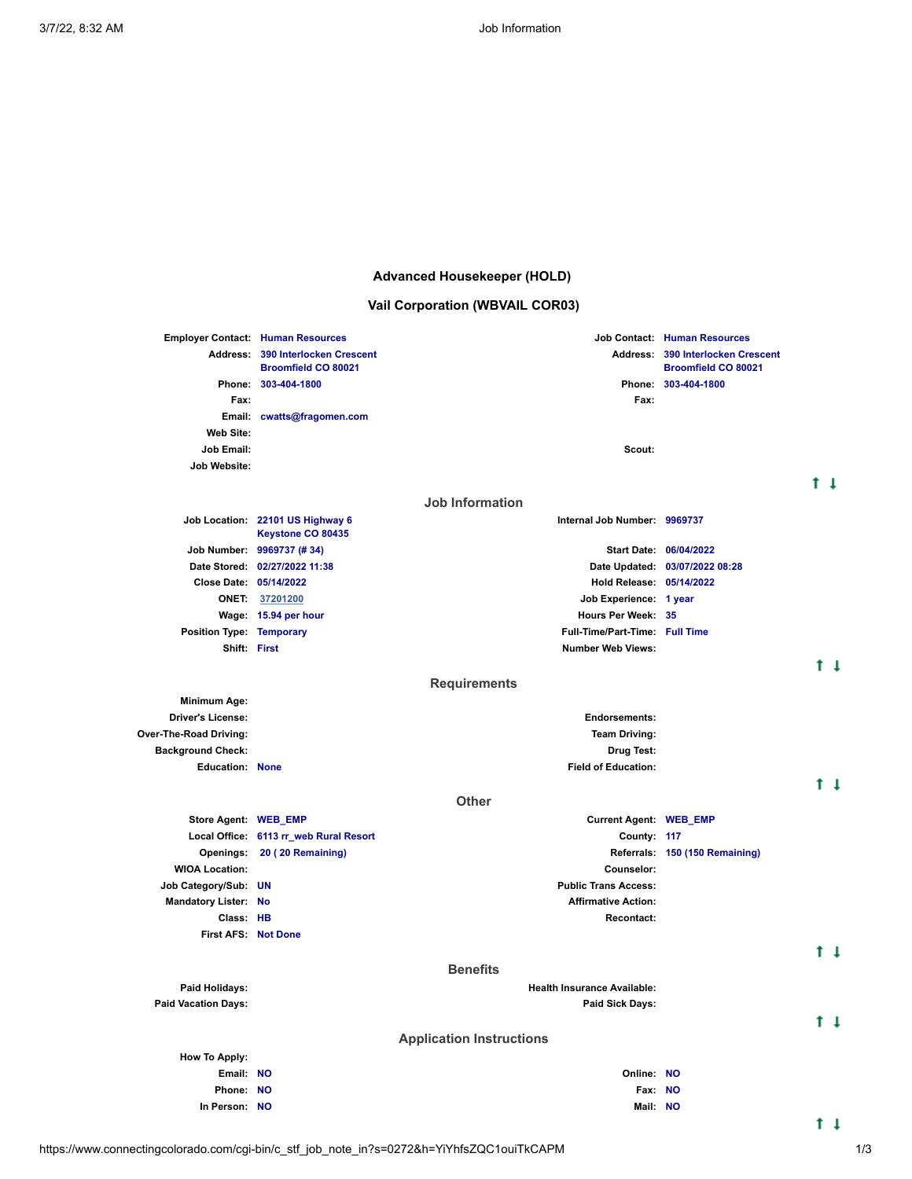# Advanced Housekeeper (HOLD)

## Vail Corporation (WBVAIL COR03)

| | | | |
|---|---|---|---|
| **Employer Contact:** | Human Resources | **Job Contact:** | Human Resources |
| **Address:** | 390 Interlocken Crescent<br>Broomfield CO 80021 | **Address:** | 390 Interlocken Crescent<br>Broomfield CO 80021 |
| **Phone:** | 303-404-1800 | **Phone:** | 303-404-1800 |
| **Fax:** | | **Fax:** | |
| **Email:** | cwatts@fragomen.com | | |
| **Web Site:** | | | |
| **Job Email:** | | **Scout:** | |
| **Job Website:** | | | |

### Job Information

| | | | |
|---|---|---|---|
| **Job Location:** | 22101 US Highway 6<br>Keystone CO 80435 | **Internal Job Number:** | 9969737 |
| **Job Number:** | 9969737 (# 34) | **Start Date:** | 06/04/2022 |
| **Date Stored:** | 02/27/2022 11:38 | **Date Updated:** | 03/07/2022 08:28 |
| **Close Date:** | 05/14/2022 | **Hold Release:** | 05/14/2022 |
| **ONET:** | 37201200 | **Job Experience:** | 1 year |
| **Wage:** | 15.94 per hour | **Hours Per Week:** | 35 |
| **Position Type:** | Temporary | **Full-Time/Part-Time:** | Full Time |
| **Shift:** | First | **Number Web Views:** | |

### Requirements

| | | | |
|---|---|---|---|
| **Minimum Age:** | | | |
| **Driver's License:** | | **Endorsements:** | |
| **Over-The-Road Driving:** | | **Team Driving:** | |
| **Background Check:** | | **Drug Test:** | |
| **Education:** | None | **Field of Education:** | |

### Other

| | | | |
|---|---|---|---|
| **Store Agent:** | WEB_EMP | **Current Agent:** | WEB_EMP |
| **Local Office:** | 6113 rr_web Rural Resort | **County:** | 117 |
| **Openings:** | 20 ( 20 Remaining) | **Referrals:** | 150 (150 Remaining) |
| **WIOA Location:** | | **Counselor:** | |
| **Job Category/Sub:** | UN | **Public Trans Access:** | |
| **Mandatory Lister:** | No | **Affirmative Action:** | |
| **Class:** | HB | **Recontact:** | |
| **First AFS:** | Not Done | | |

### Benefits

| | | | |
|---|---|---|---|
| **Paid Holidays:** | | **Health Insurance Available:** | |
| **Paid Vacation Days:** | | **Paid Sick Days:** | |

### Application Instructions

| | | | |
|---|---|---|---|
| **How To Apply:** | | | |
| **Email:** | NO | **Online:** | NO |
| **Phone:** | NO | **Fax:** | NO |
| **In Person:** | NO | **Mail:** | NO |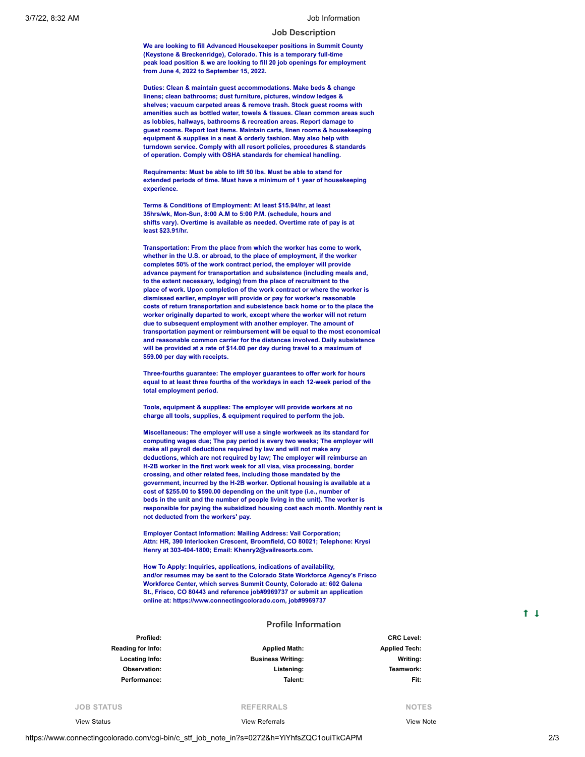## Job Description

**We are looking to fill Advanced Housekeeper positions in Summit County (Keystone & Breckenridge), Colorado. This is a temporary full-time peak load position & we are looking to fill 20 job openings for employment from June 4, 2022 to September 15, 2022.**

**Duties: Clean & maintain guest accommodations. Make beds & change linens; clean bathrooms; dust furniture, pictures, window ledges & shelves; vacuum carpeted areas & remove trash. Stock guest rooms with amenities such as bottled water, towels & tissues. Clean common areas such as lobbies, hallways, bathrooms & recreation areas. Report damage to guest rooms. Report lost items. Maintain carts, linen rooms & housekeeping equipment & supplies in a neat & orderly fashion. May also help with turndown service. Comply with all resort policies, procedures & standards of operation. Comply with OSHA standards for chemical handling.**

**Requirements: Must be able to lift 50 lbs. Must be able to stand for extended periods of time. Must have a minimum of 1 year of housekeeping experience.**

**Terms & Conditions of Employment: At least $15.94/hr, at least 35hrs/wk, Mon-Sun, 8:00 A.M to 5:00 P.M. (schedule, hours and shifts vary). Overtime is available as needed. Overtime rate of pay is at least $23.91/hr.**

**Transportation: From the place from which the worker has come to work, whether in the U.S. or abroad, to the place of employment, if the worker completes 50% of the work contract period, the employer will provide advance payment for transportation and subsistence (including meals and, to the extent necessary, lodging) from the place of recruitment to the place of work. Upon completion of the work contract or where the worker is dismissed earlier, employer will provide or pay for worker's reasonable costs of return transportation and subsistence back home or to the place the worker originally departed to work, except where the worker will not return due to subsequent employment with another employer. The amount of transportation payment or reimbursement will be equal to the most economical and reasonable common carrier for the distances involved. Daily subsistence will be provided at a rate of $14.00 per day during travel to a maximum of $59.00 per day with receipts.**

**Three-fourths guarantee: The employer guarantees to offer work for hours equal to at least three fourths of the workdays in each 12-week period of the total employment period.**

**Tools, equipment & supplies: The employer will provide workers at no charge all tools, supplies, & equipment required to perform the job.**

**Miscellaneous: The employer will use a single workweek as its standard for computing wages due; The pay period is every two weeks; The employer will make all payroll deductions required by law and will not make any deductions, which are not required by law; The employer will reimburse an H-2B worker in the first work week for all visa, visa processing, border crossing, and other related fees, including those mandated by the government, incurred by the H-2B worker. Optional housing is available at a cost of $255.00 to $590.00 depending on the unit type (i.e., number of beds in the unit and the number of people living in the unit). The worker is responsible for paying the subsidized housing cost each month. Monthly rent is not deducted from the workers' pay.**

**Employer Contact Information: Mailing Address: Vail Corporation; Attn: HR, 390 Interlocken Crescent, Broomfield, CO 80021; Telephone: Krysi Henry at 303-404-1800; Email: Khenry2@vailresorts.com.**

**How To Apply: Inquiries, applications, indications of availability, and/or resumes may be sent to the Colorado State Workforce Agency's Frisco Workforce Center, which serves Summit County, Colorado at: 602 Galena St., Frisco, CO 80443 and reference job#9969737 or submit an application online at: https://www.connectingcolorado.com, job#9969737**

## Profile Information

| | | | | | |
|---|---|---|---|---|---|
| **Profiled:** | | | | **CRC Level:** | |
| **Reading for Info:** | | **Applied Math:** | | **Applied Tech:** | |
| **Locating Info:** | | **Business Writing:** | | **Writing:** | |
| **Observation:** | | **Listening:** | | **Teamwork:** | |
| **Performance:** | | **Talent:** | | **Fit:** | |

| JOB STATUS | REFERRALS | NOTES |
|---|---|---|
| View Status | View Referrals | View Note |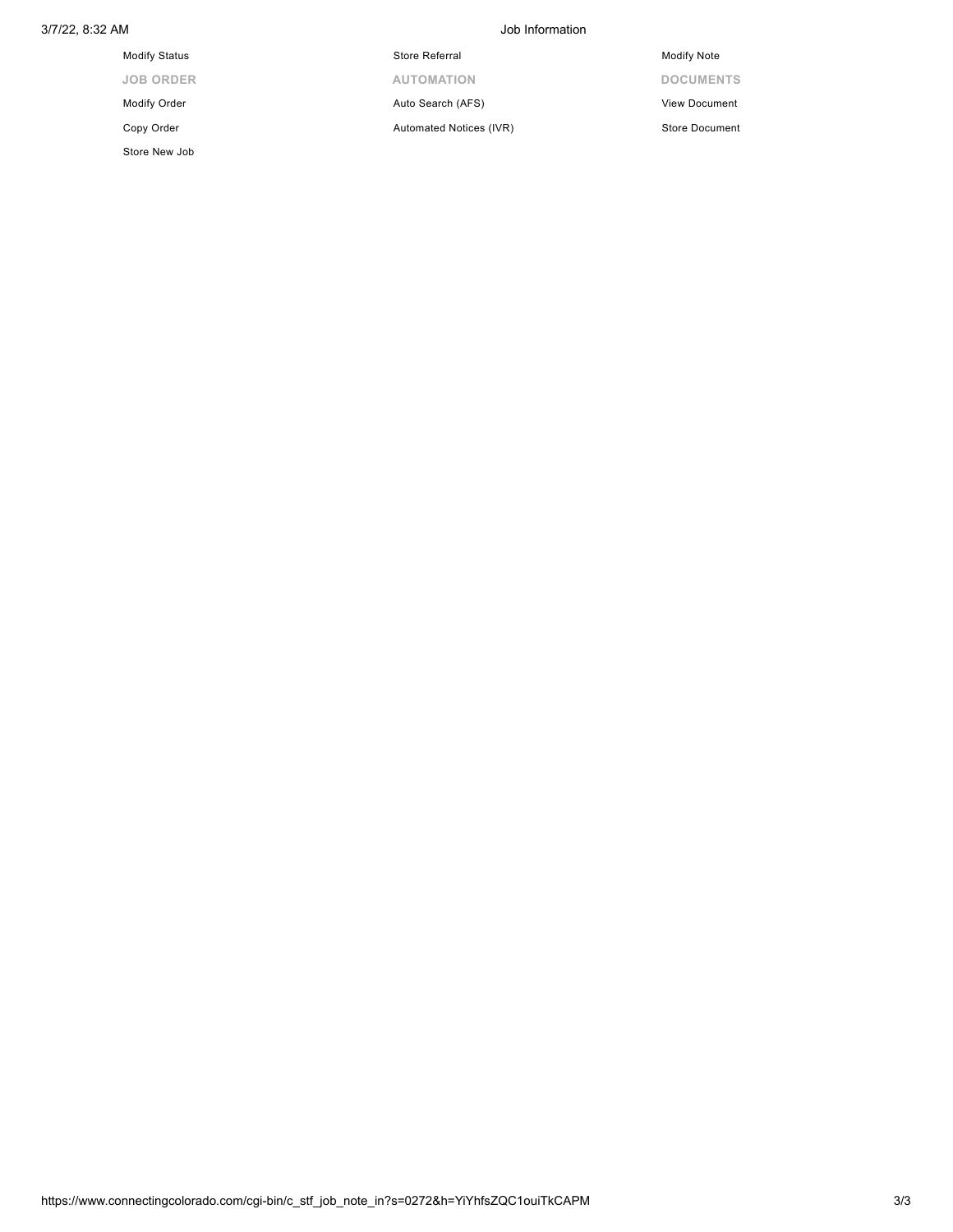Modify Status

Store Referral

Modify Note

**JOB ORDER**

Modify Order

Copy Order

Store New Job

**AUTOMATION**

Auto Search (AFS)

Automated Notices (IVR)

**DOCUMENTS**

View Document

Store Document